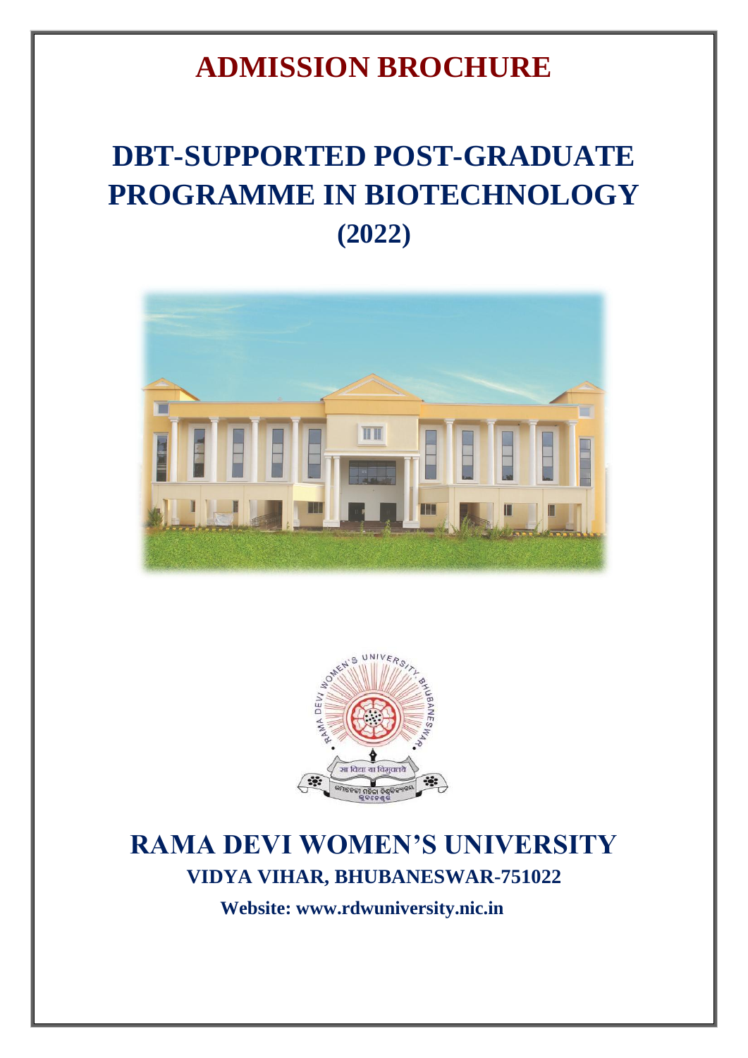# ADMISSION BROCHURE

# DBT-SUPPORTED POST-GRADUATE PROGRAMME IN BIOTECHNOLOGY (2022)

## RAMA DEVI WOMEN'S UNIVERSITY

**VIDYA VIHAR, BHUBANESWAR-751022**

**Website: www.rdwuniversity.nic.in**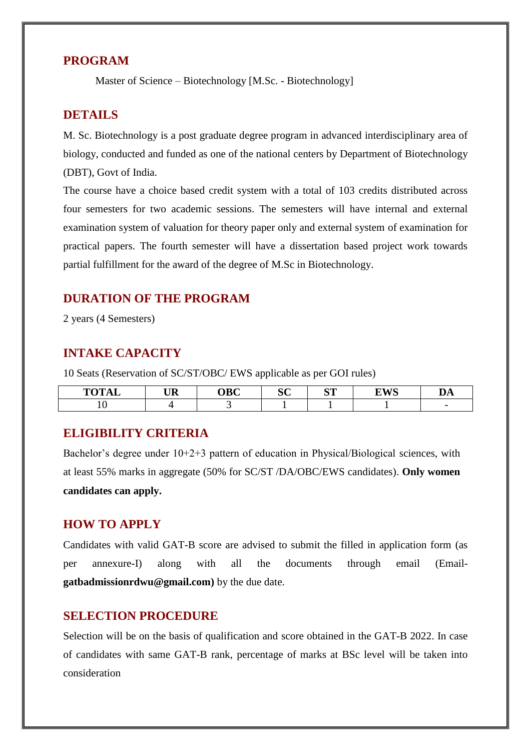## PROGRAM

Master of Science – Biotechnology [M.Sc. - Biotechnology]

## DETAILS

M. Sc. Biotechnology is a post graduate degree program in advanced interdisciplinary area of biology, conducted and funded as one of the national centers by Department of Biotechnology (DBT), Govt of India.

The course have a choice based credit system with a total of 103 credits distributed across four semesters for two academic sessions. The semesters will have internal and external examination system of valuation for theory paper only and external system of examination for practical papers. The fourth semester will have a dissertation based project work towards partial fulfillment for the award of the degree of M.Sc in Biotechnology.

## DURATION OF THE PROGRAM

2 years (4 Semesters)

## INTAKE CAPACITY

10 Seats (Reservation of SC/ST/OBC/ EWS applicable as per GOI rules)

| TOTAL | UR | OBC | SC | ST | EWS | DA |
|---|---|---|---|---|---|---|
| 10 | 4 | 3 | 1 | 1 | 1 | - |

## ELIGIBILITY CRITERIA

Bachelor's degree under 10+2+3 pattern of education in Physical/Biological sciences, with at least 55% marks in aggregate (50% for SC/ST /DA/OBC/EWS candidates). **Only women candidates can apply.**

## HOW TO APPLY

Candidates with valid GAT-B score are advised to submit the filled in application form (as per annexure-I) along with all the documents through email (Email-**gatbadmissionrdwu@gmail.com)** by the due date.

## SELECTION PROCEDURE

Selection will be on the basis of qualification and score obtained in the GAT-B 2022. In case of candidates with same GAT-B rank, percentage of marks at BSc level will be taken into consideration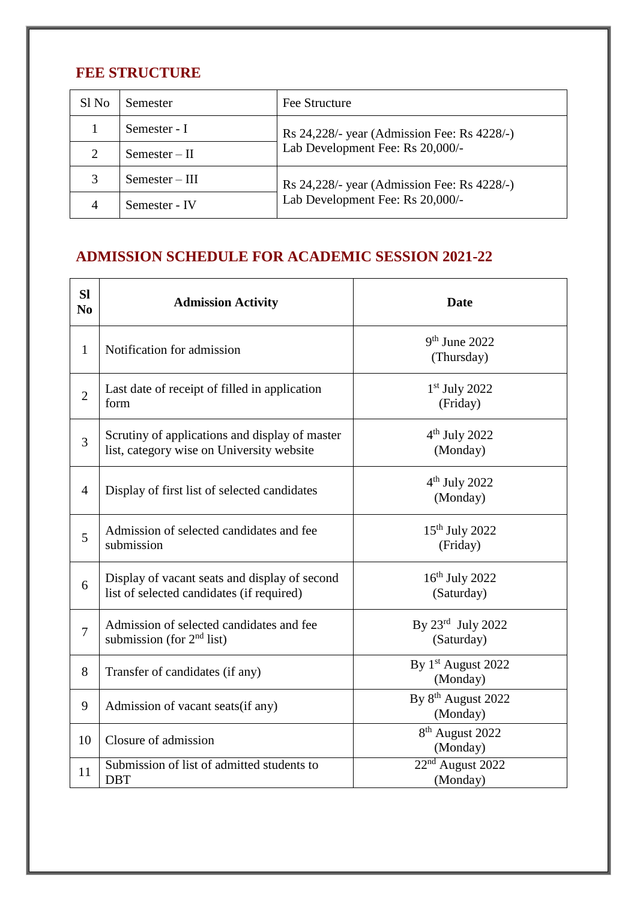## FEE STRUCTURE

| Sl No | Semester | Fee Structure |
|---|---|---|
| 1 | Semester - I | Rs 24,228/- year (Admission Fee: Rs 4228/-) Lab Development Fee: Rs 20,000/- |
| 2 | Semester – II | |
| 3 | Semester – III | Rs 24,228/- year (Admission Fee: Rs 4228/-) Lab Development Fee: Rs 20,000/- |
| 4 | Semester - IV | |

## ADMISSION SCHEDULE FOR ACADEMIC SESSION 2021-22

| Sl No | Admission Activity | Date |
|---|---|---|
| 1 | Notification for admission | 9th June 2022 (Thursday) |
| 2 | Last date of receipt of filled in application form | 1st July 2022 (Friday) |
| 3 | Scrutiny of applications and display of master list, category wise on University website | 4th July 2022 (Monday) |
| 4 | Display of first list of selected candidates | 4th July 2022 (Monday) |
| 5 | Admission of selected candidates and fee submission | 15th July 2022 (Friday) |
| 6 | Display of vacant seats and display of second list of selected candidates (if required) | 16th July 2022 (Saturday) |
| 7 | Admission of selected candidates and fee submission (for 2nd list) | By 23rd July 2022 (Saturday) |
| 8 | Transfer of candidates (if any) | By 1st August 2022 (Monday) |
| 9 | Admission of vacant seats(if any) | By 8th August 2022 (Monday) |
| 10 | Closure of admission | 8th August 2022 (Monday) |
| 11 | Submission of list of admitted students to DBT | 22nd August 2022 (Monday) |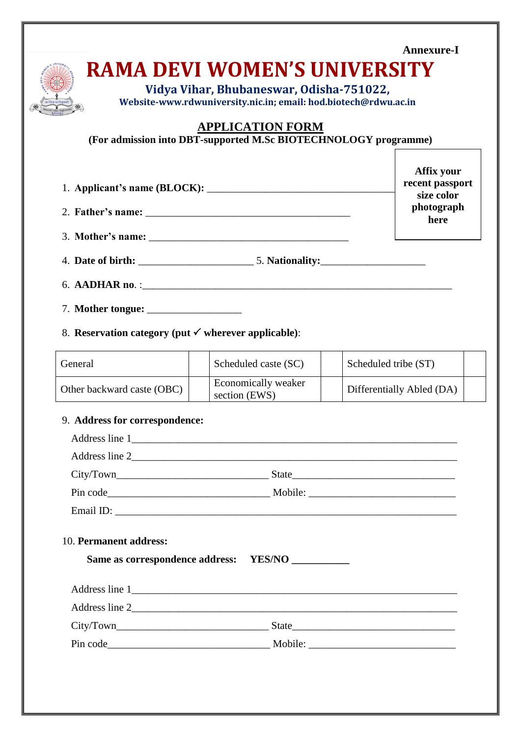Annexure-I

# RAMA DEVI WOMEN'S UNIVERSITY

**Vidya Vihar, Bhubaneswar, Odisha-751022,**
**Website-www.rdwuniversity.nic.in; email: hod.biotech@rdwu.ac.in**

## APPLICATION FORM

**(For admission into DBT-supported M.Sc BIOTECHNOLOGY programme)**

**Affix your recent passport size color photograph here**

1. **Applicant's name (BLOCK):** ___________________________________
2. **Father's name:** ___________________________________
3. **Mother's name:** ___________________________________
4. **Date of birth:** ____________________ 5. **Nationality:**__________________
6. **AADHAR no**. :_______________________________________________________
7. **Mother tongue:** _________________
8. **Reservation category (put ✓ wherever applicable)**:

| | | | | | |
|---|---|---|---|---|---|
| General | | Scheduled caste (SC) | | Scheduled tribe (ST) | |
| Other backward caste (OBC) | | Economically weaker section (EWS) | | Differentially Abled (DA) | |

9. **Address for correspondence:**

Address line 1____________________________________________________________
Address line 2____________________________________________________________
City/Town____________________________ State______________________________
Pin code______________________________ Mobile: ___________________________
Email ID: _________________________________________________________________

10. **Permanent address:**

**Same as correspondence address: YES/NO ___________**

Address line 1____________________________________________________________
Address line 2____________________________________________________________
City/Town____________________________ State______________________________
Pin code______________________________ Mobile: ___________________________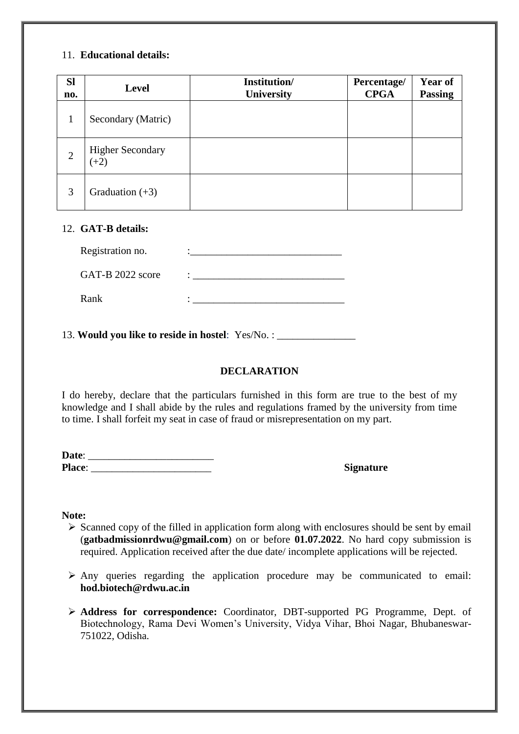11. **Educational details:**

| Sl no. | Level | Institution/ University | Percentage/ CPGA | Year of Passing |
|---|---|---|---|---|
| 1 | Secondary (Matric) | | | |
| 2 | Higher Secondary (+2) | | | |
| 3 | Graduation (+3) | | | |

12. **GAT-B details:**

Registration no. :_____________________________

GAT-B 2022 score : _____________________________

Rank : _____________________________

13. **Would you like to reside in hostel**: Yes/No. : _______________

**DECLARATION**

I do hereby, declare that the particulars furnished in this form are true to the best of my knowledge and I shall abide by the rules and regulations framed by the university from time to time. I shall forfeit my seat in case of fraud or misrepresentation on my part.

**Date**: ________________________
**Place**: _______________________ **Signature**

**Note:**

- Scanned copy of the filled in application form along with enclosures should be sent by email (**gatbadmissionrdwu@gmail.com**) on or before **01.07.2022**. No hard copy submission is required. Application received after the due date/ incomplete applications will be rejected.
- Any queries regarding the application procedure may be communicated to email: **hod.biotech@rdwu.ac.in**
- **Address for correspondence:** Coordinator, DBT-supported PG Programme, Dept. of Biotechnology, Rama Devi Women's University, Vidya Vihar, Bhoi Nagar, Bhubaneswar-751022, Odisha.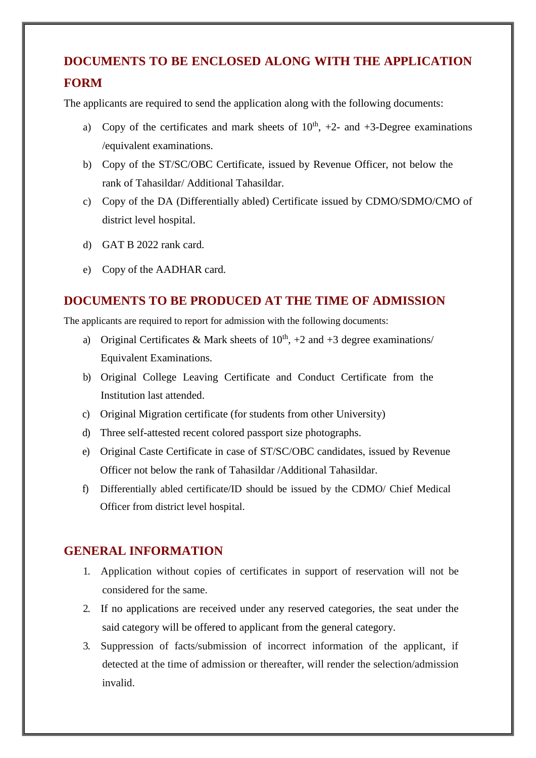## DOCUMENTS TO BE ENCLOSED ALONG WITH THE APPLICATION FORM

The applicants are required to send the application along with the following documents:

a) Copy of the certificates and mark sheets of 10$^{th}$, +2- and +3-Degree examinations /equivalent examinations.

b) Copy of the ST/SC/OBC Certificate, issued by Revenue Officer, not below the rank of Tahasildar/ Additional Tahasildar.

c) Copy of the DA (Differentially abled) Certificate issued by CDMO/SDMO/CMO of district level hospital.

d) GAT B 2022 rank card.

e) Copy of the AADHAR card.

## DOCUMENTS TO BE PRODUCED AT THE TIME OF ADMISSION

The applicants are required to report for admission with the following documents:

a) Original Certificates & Mark sheets of 10$^{th}$, +2 and +3 degree examinations/ Equivalent Examinations.

b) Original College Leaving Certificate and Conduct Certificate from the Institution last attended.

c) Original Migration certificate (for students from other University)

d) Three self-attested recent colored passport size photographs.

e) Original Caste Certificate in case of ST/SC/OBC candidates, issued by Revenue Officer not below the rank of Tahasildar /Additional Tahasildar.

f) Differentially abled certificate/ID should be issued by the CDMO/ Chief Medical Officer from district level hospital.

## GENERAL INFORMATION

1. Application without copies of certificates in support of reservation will not be considered for the same.
2. If no applications are received under any reserved categories, the seat under the said category will be offered to applicant from the general category.
3. Suppression of facts/submission of incorrect information of the applicant, if detected at the time of admission or thereafter, will render the selection/admission invalid.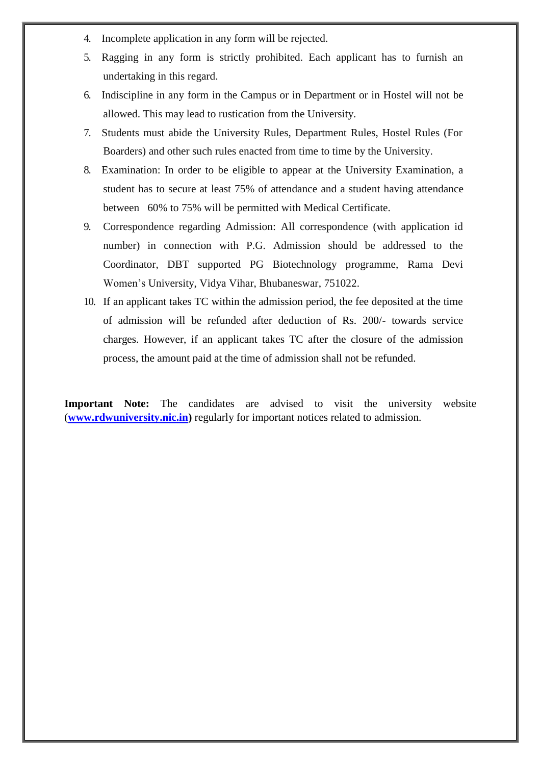4. Incomplete application in any form will be rejected.
5. Ragging in any form is strictly prohibited. Each applicant has to furnish an undertaking in this regard.
6. Indiscipline in any form in the Campus or in Department or in Hostel will not be allowed. This may lead to rustication from the University.
7. Students must abide the University Rules, Department Rules, Hostel Rules (For Boarders) and other such rules enacted from time to time by the University.
8. Examination: In order to be eligible to appear at the University Examination, a student has to secure at least 75% of attendance and a student having attendance between 60% to 75% will be permitted with Medical Certificate.
9. Correspondence regarding Admission: All correspondence (with application id number) in connection with P.G. Admission should be addressed to the Coordinator, DBT supported PG Biotechnology programme, Rama Devi Women's University, Vidya Vihar, Bhubaneswar, 751022.
10. If an applicant takes TC within the admission period, the fee deposited at the time of admission will be refunded after deduction of Rs. 200/- towards service charges. However, if an applicant takes TC after the closure of the admission process, the amount paid at the time of admission shall not be refunded.

**Important Note:** The candidates are advised to visit the university website (**www.rdwuniversity.nic.in**) regularly for important notices related to admission.